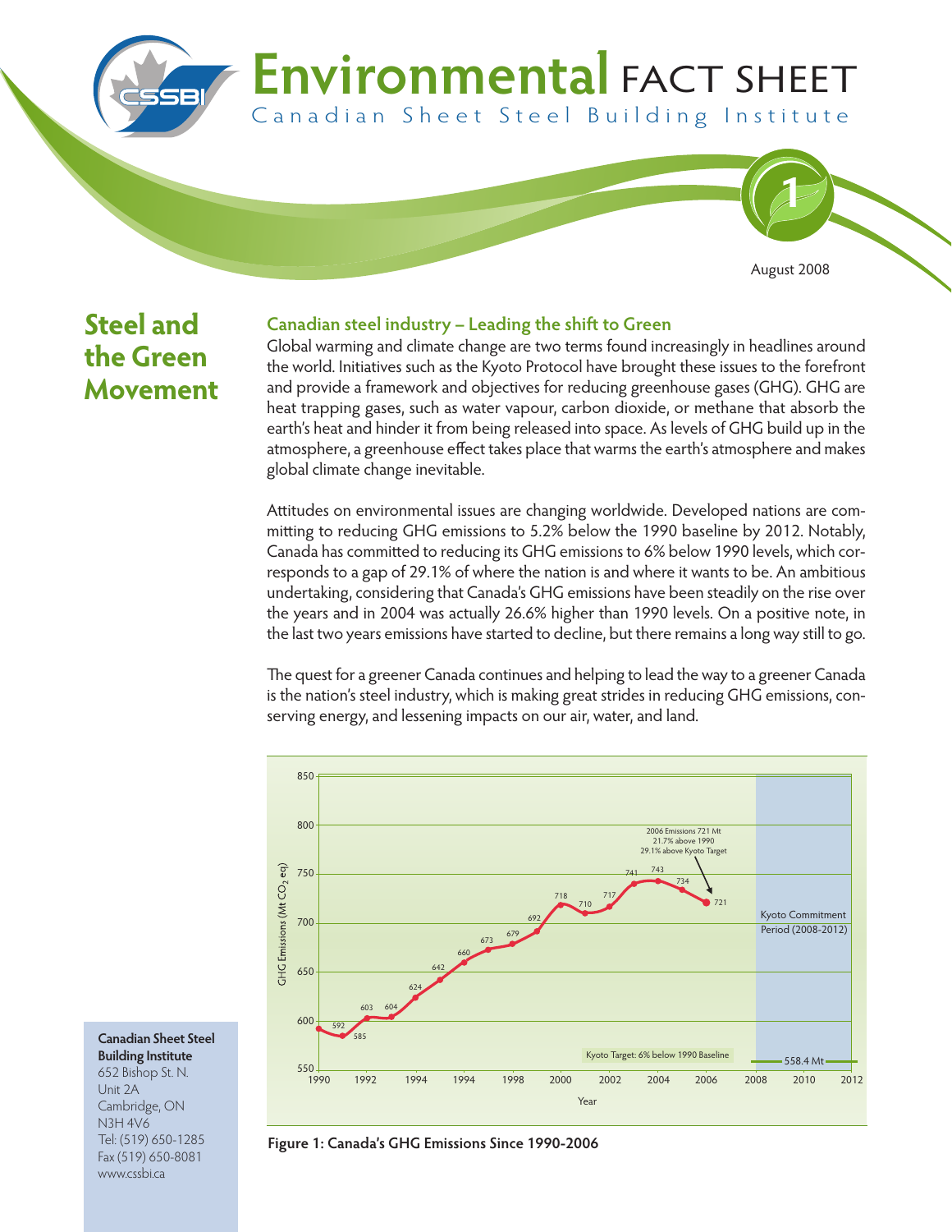# Environmental FACT SHEET

Canadian Sheet Steel Building Institute

August 2008

## Steel and the Green Movement

### Canadian steel industry – Leading the shift to Green

Global warming and climate change are two terms found increasingly in headlines around the world. Initiatives such as the Kyoto Protocol have brought these issues to the forefront and provide a framework and objectives for reducing greenhouse gases (GHG). GHG are heat trapping gases, such as water vapour, carbon dioxide, or methane that absorb the earth's heat and hinder it from being released into space. As levels of GHG build up in the atmosphere, a greenhouse effect takes place that warms the earth's atmosphere and makes global climate change inevitable.

Attitudes on environmental issues are changing worldwide. Developed nations are committing to reducing GHG emissions to 5.2% below the 1990 baseline by 2012. Notably, Canada has committed to reducing its GHG emissions to 6% below 1990 levels, which corresponds to a gap of 29.1% of where the nation is and where it wants to be. An ambitious undertaking, considering that Canada's GHG emissions have been steadily on the rise over the years and in 2004 was actually 26.6% higher than 1990 levels. On a positive note, in the last two years emissions have started to decline, but there remains a long way still to go.

The quest for a greener Canada continues and helping to lead the way to a greener Canada is the nation's steel industry, which is making great strides in reducing GHG emissions, conserving energy, and lessening impacts on our air, water, and land.

Figure 1: Canada's GHG Emissions Since 1990-2006

**Canadian Sheet Steel Building Institute**
652 Bishop St. N.
Unit 2A
Cambridge, ON
N3H 4V6
Tel: (519) 650-1285
Fax (519) 650-8081
www.cssbi.ca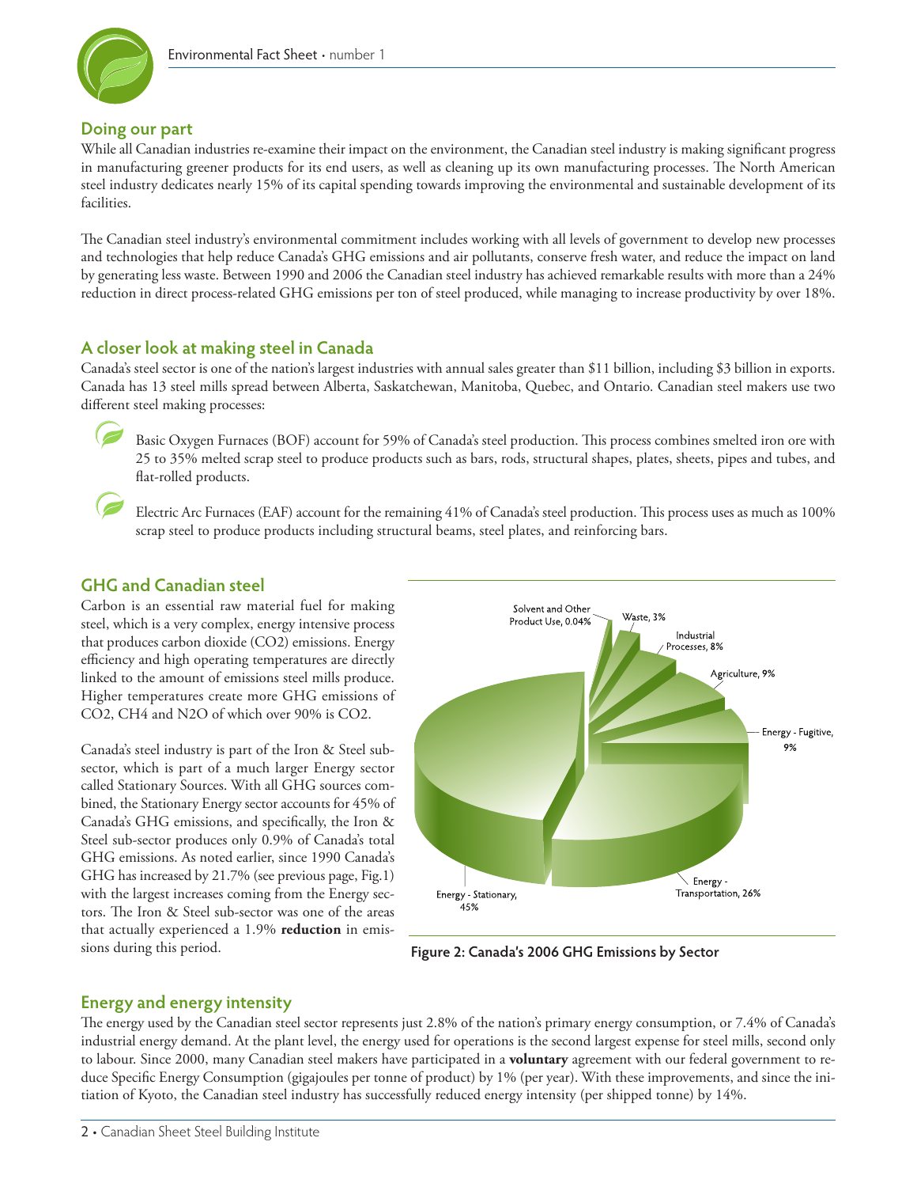## Doing our part

While all Canadian industries re-examine their impact on the environment, the Canadian steel industry is making significant progress in manufacturing greener products for its end users, as well as cleaning up its own manufacturing processes. The North American steel industry dedicates nearly 15% of its capital spending towards improving the environmental and sustainable development of its facilities.

The Canadian steel industry's environmental commitment includes working with all levels of government to develop new processes and technologies that help reduce Canada's GHG emissions and air pollutants, conserve fresh water, and reduce the impact on land by generating less waste. Between 1990 and 2006 the Canadian steel industry has achieved remarkable results with more than a 24% reduction in direct process-related GHG emissions per ton of steel produced, while managing to increase productivity by over 18%.

## A closer look at making steel in Canada

Canada's steel sector is one of the nation's largest industries with annual sales greater than $11 billion, including $3 billion in exports. Canada has 13 steel mills spread between Alberta, Saskatchewan, Manitoba, Quebec, and Ontario. Canadian steel makers use two different steel making processes:

- Basic Oxygen Furnaces (BOF) account for 59% of Canada's steel production. This process combines smelted iron ore with 25 to 35% melted scrap steel to produce products such as bars, rods, structural shapes, plates, sheets, pipes and tubes, and flat-rolled products.
- Electric Arc Furnaces (EAF) account for the remaining 41% of Canada's steel production. This process uses as much as 100% scrap steel to produce products including structural beams, steel plates, and reinforcing bars.

## GHG and Canadian steel

Carbon is an essential raw material fuel for making steel, which is a very complex, energy intensive process that produces carbon dioxide ($CO_2$) emissions. Energy efficiency and high operating temperatures are directly linked to the amount of emissions steel mills produce. Higher temperatures create more GHG emissions of $CO_2$, $CH_4$ and $N_2O$ of which over 90% is $CO_2$.

Canada's steel industry is part of the Iron & Steel sub-sector, which is part of a much larger Energy sector called Stationary Sources. With all GHG sources combined, the Stationary Energy sector accounts for 45% of Canada's GHG emissions, and specifically, the Iron & Steel sub-sector produces only 0.9% of Canada's total GHG emissions. As noted earlier, since 1990 Canada's GHG has increased by 21.7% (see previous page, Fig.1) with the largest increases coming from the Energy sectors. The Iron & Steel sub-sector was one of the areas that actually experienced a 1.9% **reduction** in emissions during this period.

Solvent and Other Product Use, 0.04%; Waste, 3%; Industrial Processes, 8%; Agriculture, 9%; Energy - Fugitive, 9%; Energy - Transportation, 26%; Energy - Stationary, 45%

**Figure 2: Canada's 2006 GHG Emissions by Sector**

## Energy and energy intensity

The energy used by the Canadian steel sector represents just 2.8% of the nation's primary energy consumption, or 7.4% of Canada's industrial energy demand. At the plant level, the energy used for operations is the second largest expense for steel mills, second only to labour. Since 2000, many Canadian steel makers have participated in a **voluntary** agreement with our federal government to reduce Specific Energy Consumption (gigajoules per tonne of product) by 1% (per year). With these improvements, and since the initiation of Kyoto, the Canadian steel industry has successfully reduced energy intensity (per shipped tonne) by 14%.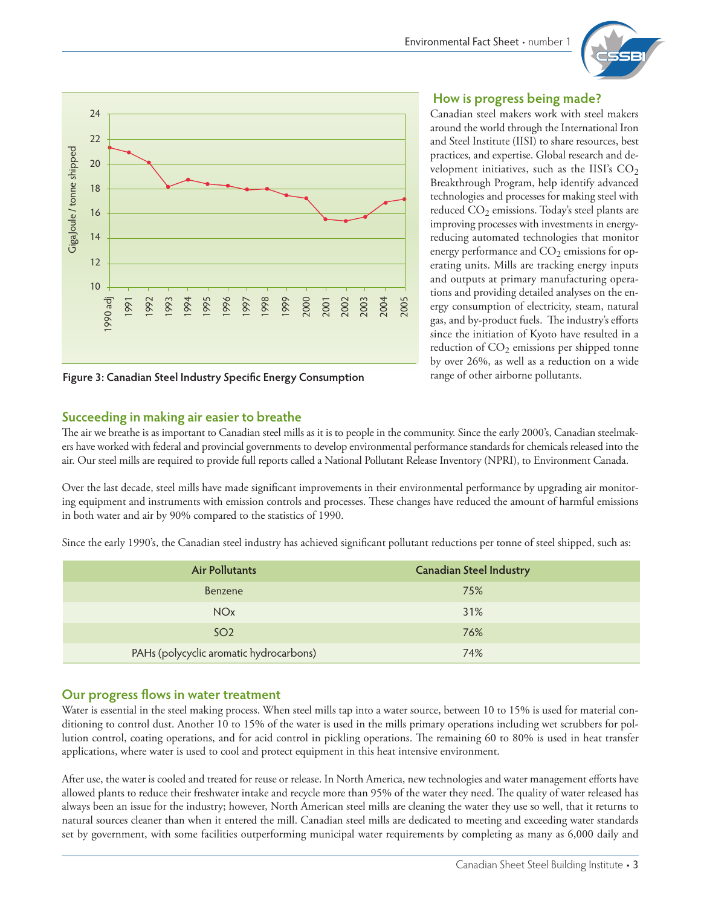Figure 3: Canadian Steel Industry Specific Energy Consumption

## How is progress being made?

Canadian steel makers work with steel makers around the world through the International Iron and Steel Institute (IISI) to share resources, best practices, and expertise. Global research and development initiatives, such as the IISI's $CO_2$ Breakthrough Program, help identify advanced technologies and processes for making steel with reduced $CO_2$ emissions. Today's steel plants are improving processes with investments in energy-reducing automated technologies that monitor energy performance and $CO_2$ emissions for operating units. Mills are tracking energy inputs and outputs at primary manufacturing operations and providing detailed analyses on the energy consumption of electricity, steam, natural gas, and by-product fuels. The industry's efforts since the initiation of Kyoto have resulted in a reduction of $CO_2$ emissions per shipped tonne by over 26%, as well as a reduction on a wide range of other airborne pollutants.

## Succeeding in making air easier to breathe

The air we breathe is as important to Canadian steel mills as it is to people in the community. Since the early 2000's, Canadian steelmakers have worked with federal and provincial governments to develop environmental performance standards for chemicals released into the air. Our steel mills are required to provide full reports called a National Pollutant Release Inventory (NPRI), to Environment Canada.

Over the last decade, steel mills have made significant improvements in their environmental performance by upgrading air monitoring equipment and instruments with emission controls and processes. These changes have reduced the amount of harmful emissions in both water and air by 90% compared to the statistics of 1990.

Since the early 1990's, the Canadian steel industry has achieved significant pollutant reductions per tonne of steel shipped, such as:

| Air Pollutants | Canadian Steel Industry |
|---|---|
| Benzene | 75% |
| NOx | 31% |
| SO2 | 76% |
| PAHs (polycyclic aromatic hydrocarbons) | 74% |

## Our progress flows in water treatment

Water is essential in the steel making process. When steel mills tap into a water source, between 10 to 15% is used for material conditioning to control dust. Another 10 to 15% of the water is used in the mills primary operations including wet scrubbers for pollution control, coating operations, and for acid control in pickling operations. The remaining 60 to 80% is used in heat transfer applications, where water is used to cool and protect equipment in this heat intensive environment.

After use, the water is cooled and treated for reuse or release. In North America, new technologies and water management efforts have allowed plants to reduce their freshwater intake and recycle more than 95% of the water they need. The quality of water released has always been an issue for the industry; however, North American steel mills are cleaning the water they use so well, that it returns to natural sources cleaner than when it entered the mill. Canadian steel mills are dedicated to meeting and exceeding water standards set by government, with some facilities outperforming municipal water requirements by completing as many as 6,000 daily and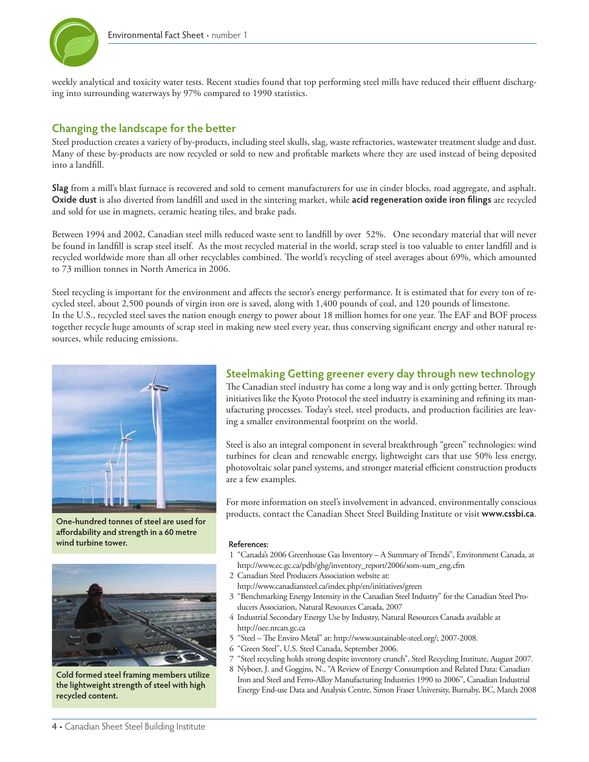weekly analytical and toxicity water tests. Recent studies found that top performing steel mills have reduced their effluent discharging into surrounding waterways by 97% compared to 1990 statistics.

## Changing the landscape for the better

Steel production creates a variety of by-products, including steel skulls, slag, waste refractories, wastewater treatment sludge and dust. Many of these by-products are now recycled or sold to new and profitable markets where they are used instead of being deposited into a landfill.

**Slag** from a mill's blast furnace is recovered and sold to cement manufacturers for use in cinder blocks, road aggregate, and asphalt. **Oxide dust** is also diverted from landfill and used in the sintering market, while **acid regeneration oxide iron filings** are recycled and sold for use in magnets, ceramic heating tiles, and brake pads.

Between 1994 and 2002, Canadian steel mills reduced waste sent to landfill by over 52%. One secondary material that will never be found in landfill is scrap steel itself. As the most recycled material in the world, scrap steel is too valuable to enter landfill and is recycled worldwide more than all other recyclables combined. The world's recycling of steel averages about 69%, which amounted to 73 million tonnes in North America in 2006.

Steel recycling is important for the environment and affects the sector's energy performance. It is estimated that for every ton of recycled steel, about 2,500 pounds of virgin iron ore is saved, along with 1,400 pounds of coal, and 120 pounds of limestone. In the U.S., recycled steel saves the nation enough energy to power about 18 million homes for one year. The EAF and BOF process together recycle huge amounts of scrap steel in making new steel every year, thus conserving significant energy and other natural resources, while reducing emissions.

**One-hundred tonnes of steel are used for affordability and strength in a 60 metre wind turbine tower.**

**Cold formed steel framing members utilize the lightweight strength of steel with high recycled content.**

## Steelmaking Getting greener every day through new technology

The Canadian steel industry has come a long way and is only getting better. Through initiatives like the Kyoto Protocol the steel industry is examining and refining its manufacturing processes. Today's steel, steel products, and production facilities are leaving a smaller environmental footprint on the world.

Steel is also an integral component in several breakthrough "green" technologies: wind turbines for clean and renewable energy, lightweight cars that use 50% less energy, photovoltaic solar panel systems, and stronger material efficient construction products are a few examples.

For more information on steel's involvement in advanced, environmentally conscious products, contact the Canadian Sheet Steel Building Institute or visit **www.cssbi.ca**.

**References:**

1. "Canada's 2006 Greenhouse Gas Inventory – A Summary of Trends", Environment Canada, at http://www.ec.gc.ca/pdb/ghg/inventory_report/2006/som-sum_eng.cfm
2. Canadian Steel Producers Association website at: http://www.canadiansteel.ca/index.php/en/initiatives/green
3. "Benchmarking Energy Intensity in the Canadian Steel Industry" for the Canadian Steel Producers Association, Natural Resources Canada, 2007
4. Industrial Secondary Energy Use by Industry, Natural Resources Canada available at http://oee.nrcan.gc.ca
5. "Steel – The Enviro Metal" at: http://www.sustainable-steel.org/; 2007-2008.
6. "Green Steel", U.S. Steel Canada, September 2006.
7. "Steel recycling holds strong despite inventory crunch", Steel Recycling Institute, August 2007.
8. Nyboer, J. and Goggins, N., "A Review of Energy Consumption and Related Data: Canadian Iron and Steel and Ferro-Alloy Manufacturing Industries 1990 to 2006", Canadian Industrial Energy End-use Data and Analysis Centre, Simon Fraser University, Burnaby, BC, March 2008